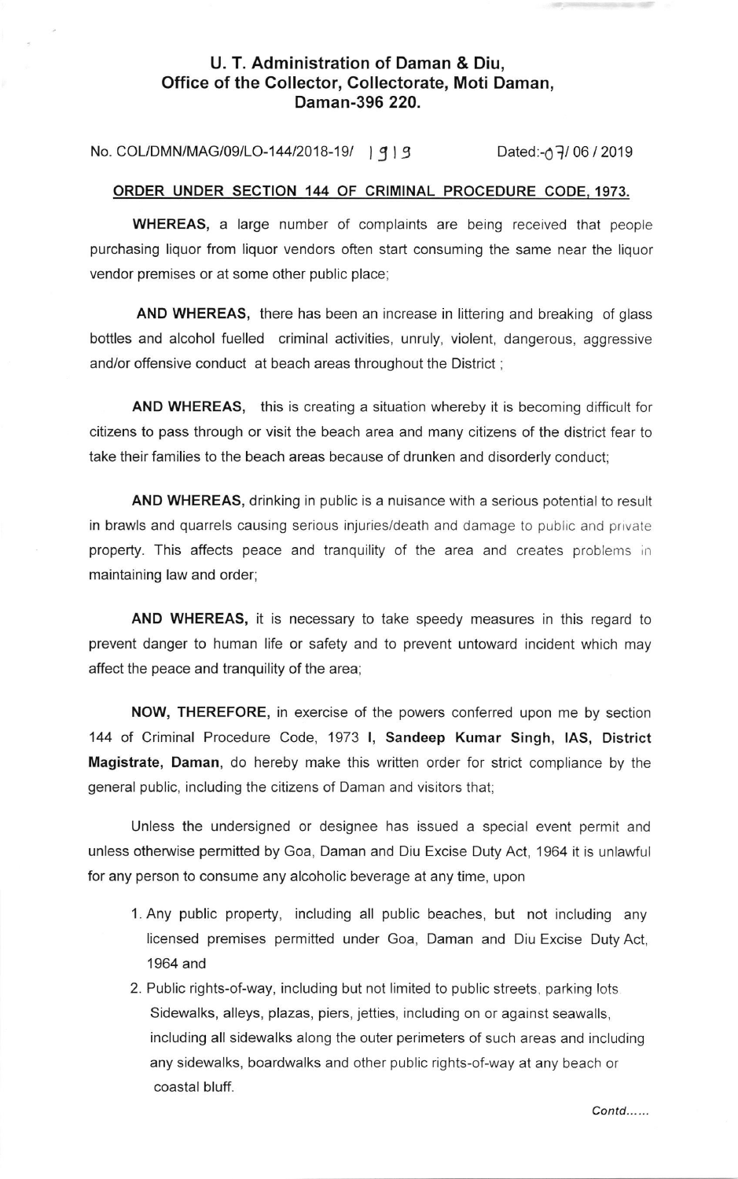**U. T. Administration of Daman & Diu,**
**Office of the Collector, Collectorate, Moti Daman,**
**Daman-396 220.**

No. COL/DMN/MAG/09/LO-144/2018-19/ 1913 Dated:-07/ 06 / 2019

**ORDER UNDER SECTION 144 OF CRIMINAL PROCEDURE CODE, 1973.**

**WHEREAS,** a large number of complaints are being received that people purchasing liquor from liquor vendors often start consuming the same near the liquor vendor premises or at some other public place;

**AND WHEREAS,** there has been an increase in littering and breaking of glass bottles and alcohol fuelled criminal activities, unruly, violent, dangerous, aggressive and/or offensive conduct at beach areas throughout the District ;

**AND WHEREAS,** this is creating a situation whereby it is becoming difficult for citizens to pass through or visit the beach area and many citizens of the district fear to take their families to the beach areas because of drunken and disorderly conduct;

**AND WHEREAS,** drinking in public is a nuisance with a serious potential to result in brawls and quarrels causing serious injuries/death and damage to public and private property. This affects peace and tranquility of the area and creates problems in maintaining law and order;

**AND WHEREAS,** it is necessary to take speedy measures in this regard to prevent danger to human life or safety and to prevent untoward incident which may affect the peace and tranquility of the area;

**NOW, THEREFORE,** in exercise of the powers conferred upon me by section 144 of Criminal Procedure Code, 1973 **I, Sandeep Kumar Singh, IAS, District Magistrate, Daman**, do hereby make this written order for strict compliance by the general public, including the citizens of Daman and visitors that;

Unless the undersigned or designee has issued a special event permit and unless otherwise permitted by Goa, Daman and Diu Excise Duty Act, 1964 it is unlawful for any person to consume any alcoholic beverage at any time, upon

1. Any public property, including all public beaches, but not including any licensed premises permitted under Goa, Daman and Diu Excise Duty Act, 1964 and
2. Public rights-of-way, including but not limited to public streets, parking lots Sidewalks, alleys, plazas, piers, jetties, including on or against seawalls, including all sidewalks along the outer perimeters of such areas and including any sidewalks, boardwalks and other public rights-of-way at any beach or coastal bluff.

*Contd......*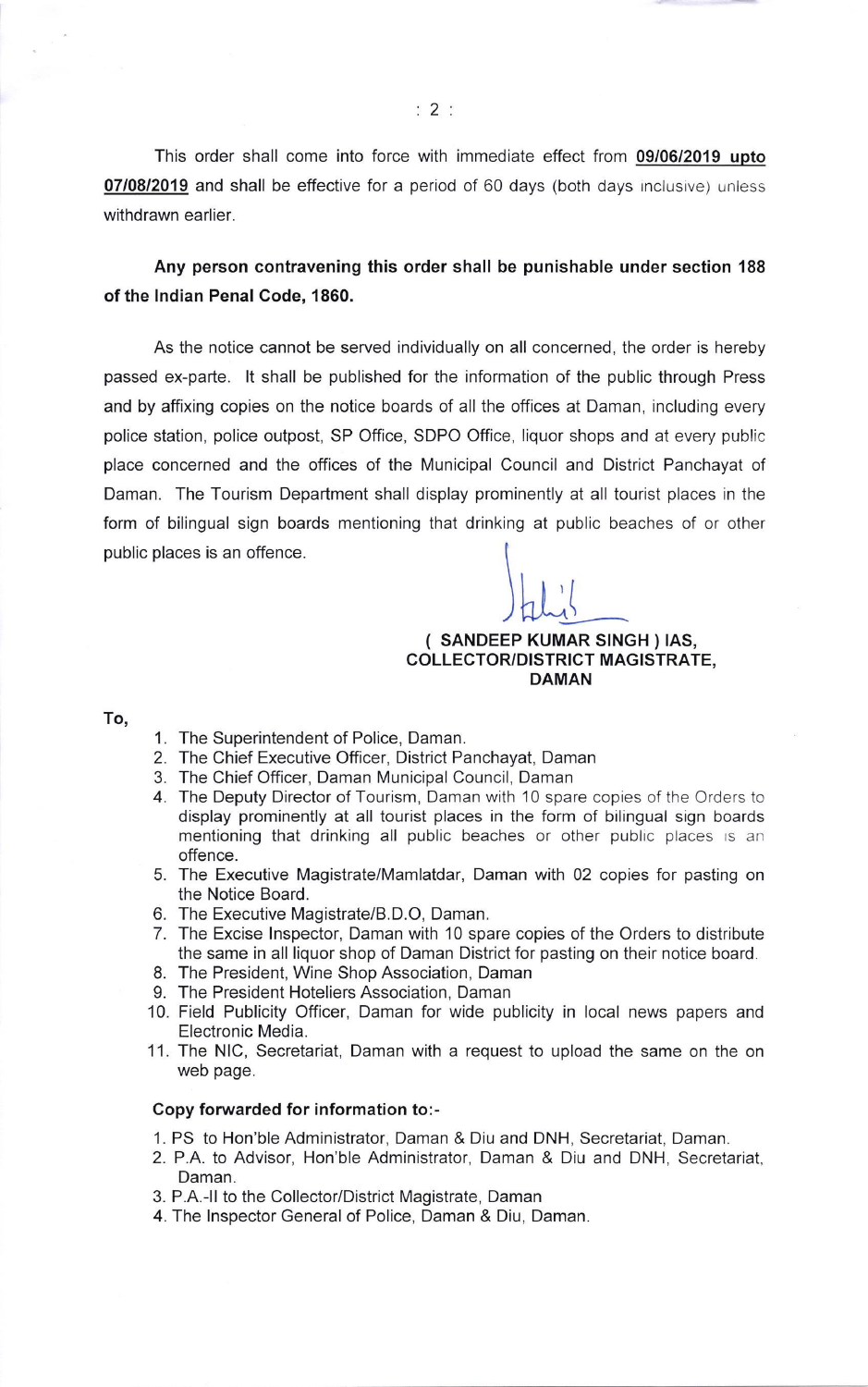This order shall come into force with immediate effect from **09/06/2019 upto 07/08/2019** and shall be effective for a period of 60 days (both days inclusive) unless withdrawn earlier.

**Any person contravening this order shall be punishable under section 188 of the Indian Penal Code, 1860.**

As the notice cannot be served individually on all concerned, the order is hereby passed ex-parte. It shall be published for the information of the public through Press and by affixing copies on the notice boards of all the offices at Daman, including every police station, police outpost, SP Office, SDPO Office, liquor shops and at every public place concerned and the offices of the Municipal Council and District Panchayat of Daman. The Tourism Department shall display prominently at all tourist places in the form of bilingual sign boards mentioning that drinking at public beaches of or other public places is an offence.

**( SANDEEP KUMAR SINGH ) IAS,**
**COLLECTOR/DISTRICT MAGISTRATE,**
**DAMAN**

**To,**

1. The Superintendent of Police, Daman.
2. The Chief Executive Officer, District Panchayat, Daman
3. The Chief Officer, Daman Municipal Council, Daman
4. The Deputy Director of Tourism, Daman with 10 spare copies of the Orders to display prominently at all tourist places in the form of bilingual sign boards mentioning that drinking all public beaches or other public places is an offence.
5. The Executive Magistrate/Mamlatdar, Daman with 02 copies for pasting on the Notice Board.
6. The Executive Magistrate/B.D.O, Daman.
7. The Excise Inspector, Daman with 10 spare copies of the Orders to distribute the same in all liquor shop of Daman District for pasting on their notice board.
8. The President, Wine Shop Association, Daman
9. The President Hoteliers Association, Daman
10. Field Publicity Officer, Daman for wide publicity in local news papers and Electronic Media.
11. The NIC, Secretariat, Daman with a request to upload the same on the on web page.

**Copy forwarded for information to:-**

1. PS to Hon'ble Administrator, Daman & Diu and DNH, Secretariat, Daman.
2. P.A. to Advisor, Hon'ble Administrator, Daman & Diu and DNH, Secretariat, Daman.
3. P.A.-II to the Collector/District Magistrate, Daman
4. The Inspector General of Police, Daman & Diu, Daman.